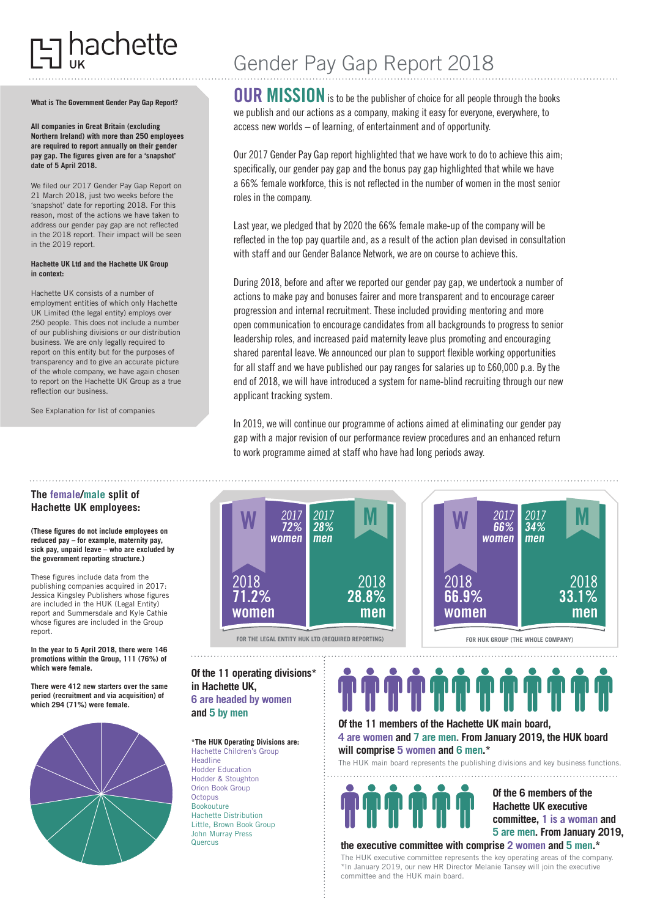# hachette UK

# Gender Pay Gap Report 2018

**What is The Government Gender Pay Gap Report?**

**All companies in Great Britain (excluding Northern Ireland) with more than 250 employees are required to report annually on their gender pay gap. The figures given are for a 'snapshot' date of 5 April 2018.**

We filed our 2017 Gender Pay Gap Report on 21 March 2018, just two weeks before the 'snapshot' date for reporting 2018. For this reason, most of the actions we have taken to address our gender pay gap are not reflected in the 2018 report. Their impact will be seen in the 2019 report.

**Hachette UK Ltd and the Hachette UK Group in context:**

Hachette UK consists of a number of employment entities of which only Hachette UK Limited (the legal entity) employs over 250 people. This does not include a number of our publishing divisions or our distribution business. We are only legally required to report on this entity but for the purposes of transparency and to give an accurate picture of the whole company, we have again chosen to report on the Hachette UK Group as a true reflection our business.

See Explanation for list of companies

**OUR MISSION** is to be the publisher of choice for all people through the books we publish and our actions as a company, making it easy for everyone, everywhere, to access new worlds – of learning, of entertainment and of opportunity.

Our 2017 Gender Pay Gap report highlighted that we have work to do to achieve this aim; specifically, our gender pay gap and the bonus pay gap highlighted that while we have a 66% female workforce, this is not reflected in the number of women in the most senior roles in the company.

Last year, we pledged that by 2020 the 66% female make-up of the company will be reflected in the top pay quartile and, as a result of the action plan devised in consultation with staff and our Gender Balance Network, we are on course to achieve this.

During 2018, before and after we reported our gender pay gap, we undertook a number of actions to make pay and bonuses fairer and more transparent and to encourage career progression and internal recruitment. These included providing mentoring and more open communication to encourage candidates from all backgrounds to progress to senior leadership roles, and increased paid maternity leave plus promoting and encouraging shared parental leave. We announced our plan to support flexible working opportunities for all staff and we have published our pay ranges for salaries up to £60,000 p.a. By the end of 2018, we will have introduced a system for name-blind recruiting through our new applicant tracking system.

In 2019, we will continue our programme of actions aimed at eliminating our gender pay gap with a major revision of our performance review procedures and an enhanced return to work programme aimed at staff who have had long periods away.

## The female/male split of Hachette UK employees:

**(These figures do not include employees on reduced pay – for example, maternity pay, sick pay, unpaid leave – who are excluded by the government reporting structure.)**

These figures include data from the publishing companies acquired in 2017: Jessica Kingsley Publishers whose figures are included in the HUK (Legal Entity) report and Summersdale and Kyle Cathie whose figures are included in the Group report.

**In the year to 5 April 2018, there were 146 promotions within the Group, 111 (76%) of which were female.**

**There were 412 new starters over the same period (recruitment and via acquisition) of which 294 (71%) were female.**

**FOR THE LEGAL ENTITY HUK LTD (REQUIRED REPORTING)**

| | W | M |
|---|---|---|
| 2017 | 72% women | 28% men |
| 2018 | 71.2% women | 28.8% men |

**FOR HUK GROUP (THE WHOLE COMPANY)**

| | W | M |
|---|---|---|
| 2017 | 66% women | 34% men |
| 2018 | 66.9% women | 33.1% men |

**Of the 11 operating divisions\* in Hachette UK, 6 are headed by women and 5 by men**

**\*The HUK Operating Divisions are:**
- Hachette Children's Group
- Headline
- Hodder Education
- Hodder & Stoughton
- Orion Book Group
- Octopus
- Bookouture
- Hachette Distribution
- Little, Brown Book Group
- John Murray Press
- Quercus

**Of the 11 members of the Hachette UK main board, 4 are women and 7 are men. From January 2019, the HUK board will comprise 5 women and 6 men.\***

The HUK main board represents the publishing divisions and key business functions.

**Of the 6 members of the Hachette UK executive committee, 1 is a woman and 5 are men. From January 2019, the executive committee with comprise 2 women and 5 men.\***

The HUK executive committee represents the key operating areas of the company.
\*In January 2019, our new HR Director Melanie Tansey will join the executive committee and the HUK main board.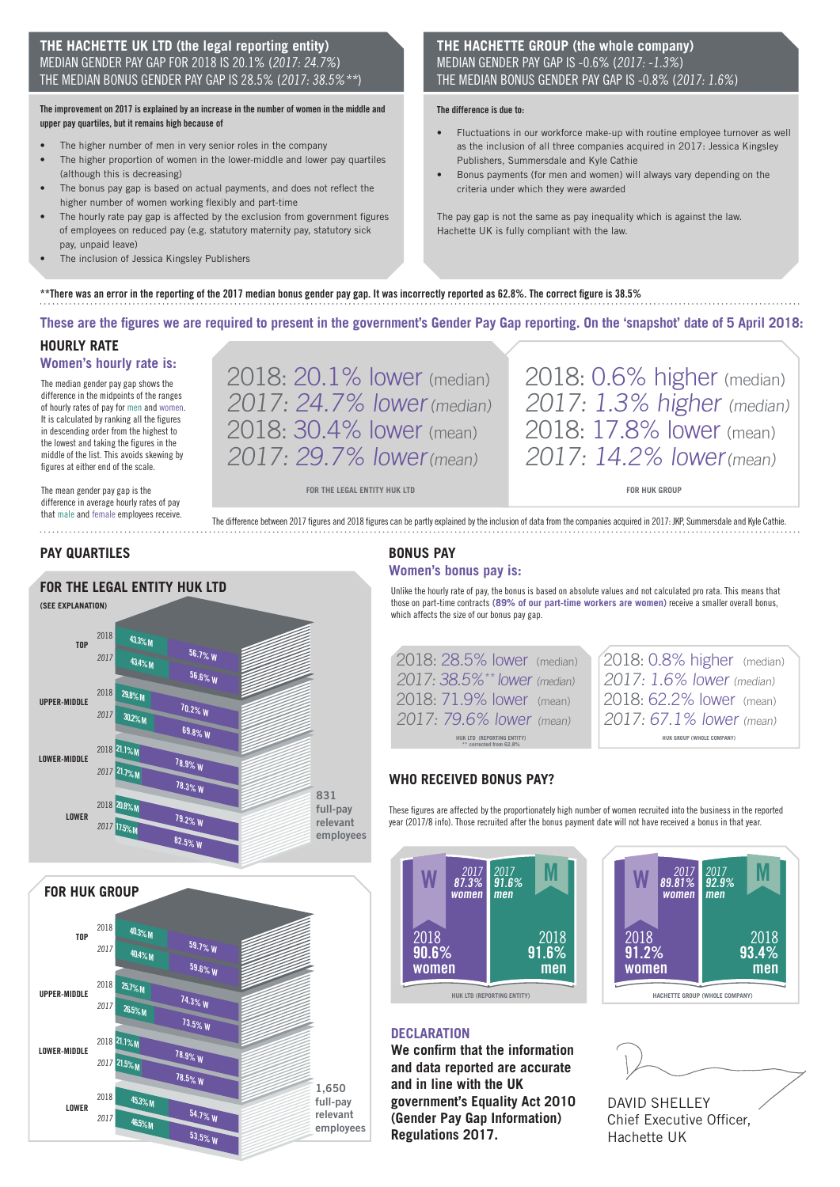## THE HACHETTE UK LTD (the legal reporting entity)

MEDIAN GENDER PAY GAP FOR 2018 IS 20.1% (*2017: 24.7%*)
THE MEDIAN BONUS GENDER PAY GAP IS 28.5% (*2017: 38.5%***)

**The improvement on 2017 is explained by an increase in the number of women in the middle and upper pay quartiles, but it remains high because of**

- The higher number of men in very senior roles in the company
- The higher proportion of women in the lower-middle and lower pay quartiles (although this is decreasing)
- The bonus pay gap is based on actual payments, and does not reflect the higher number of women working flexibly and part-time
- The hourly rate pay gap is affected by the exclusion from government figures of employees on reduced pay (e.g. statutory maternity pay, statutory sick pay, unpaid leave)
- The inclusion of Jessica Kingsley Publishers

## THE HACHETTE GROUP (the whole company)

MEDIAN GENDER PAY GAP IS -0.6% (*2017: -1.3%*)
THE MEDIAN BONUS GENDER PAY GAP IS -0.8% (*2017: 1.6%*)

**The difference is due to:**

- Fluctuations in our workforce make-up with routine employee turnover as well as the inclusion of all three companies acquired in 2017: Jessica Kingsley Publishers, Summersdale and Kyle Cathie
- Bonus payments (for men and women) will always vary depending on the criteria under which they were awarded

The pay gap is not the same as pay inequality which is against the law. Hachette UK is fully compliant with the law.

**\*\*There was an error in the reporting of the 2017 median bonus gender pay gap. It was incorrectly reported as 62.8%. The correct figure is 38.5%**

### These are the figures we are required to present in the government's Gender Pay Gap reporting. On the 'snapshot' date of 5 April 2018:

## HOURLY RATE

### Women's hourly rate is:

The median gender pay gap shows the difference in the midpoints of the ranges of hourly rates of pay for men and women. It is calculated by ranking all the figures in descending order from the highest to the lowest and taking the figures in the middle of the list. This avoids skewing by figures at either end of the scale.

The mean gender pay gap is the difference in average hourly rates of pay that male and female employees receive.

| FOR THE LEGAL ENTITY HUK LTD | FOR HUK GROUP |
|---|---|
| 2018: 20.1% lower (median) | 2018: 0.6% higher (median) |
| *2017: 24.7% lower (median)* | *2017: 1.3% higher (median)* |
| 2018: 30.4% lower (mean) | 2018: 17.8% lower (mean) |
| *2017: 29.7% lower (mean)* | *2017: 14.2% lower (mean)* |

The difference between 2017 figures and 2018 figures can be partly explained by the inclusion of data from the companies acquired in 2017: JKP, Summersdale and Kyle Cathie.

## PAY QUARTILES

### FOR THE LEGAL ENTITY HUK LTD

**(SEE EXPLANATION)**

| Quartile | Year | M | W |
|---|---|---|---|
| TOP | 2018 | 43.3% M | 56.7% W |
| | *2017* | 43.4% M | 56.6% W |
| UPPER-MIDDLE | 2018 | 29.8% M | 70.2% W |
| | *2017* | 30.2% M | 69.8% W |
| LOWER-MIDDLE | 2018 | 21.1% M | 78.9% W |
| | *2017* | 21.7% M | 78.3% W |
| LOWER | 2018 | 20.8% M | 79.2% W |
| | *2017* | 17.5% M | 82.5% W |

831 full-pay relevant employees

### FOR HUK GROUP

| Quartile | Year | M | W |
|---|---|---|---|
| TOP | 2018 | 40.3% M | 59.7% W |
| | *2017* | 40.4% M | 59.6% W |
| UPPER-MIDDLE | 2018 | 25.7% M | 74.3% W |
| | *2017* | 26.5% M | 73.5% W |
| LOWER-MIDDLE | 2018 | 21.1% M | 78.9% W |
| | *2017* | 21.5% M | 78.5% W |
| LOWER | 2018 | 45.3% M | 54.7% W |
| | *2017* | 46.5% M | 53.5% W |

1,650 full-pay relevant employees

## BONUS PAY

### Women's bonus pay is:

Unlike the hourly rate of pay, the bonus is based on absolute values and not calculated pro rata. This means that those on part-time contracts **(89% of our part-time workers are women)** receive a smaller overall bonus, which affects the size of our bonus pay gap.

| HUK LTD (REPORTING ENTITY) | HUK GROUP (WHOLE COMPANY) |
|---|---|
| 2018: 28.5% lower (median) | 2018: 0.8% higher (median) |
| *2017: 38.5%\*\* lower (median)* | *2017: 1.6% lower (median)* |
| 2018: 71.9% lower (mean) | 2018: 62.2% lower (mean) |
| *2017: 79.6% lower (mean)* | *2017: 67.1% lower (mean)* |

\*\* corrected from 62.8%

## WHO RECEIVED BONUS PAY?

These figures are affected by the proportionately high number of women recruited into the business in the reported year (2017/8 info). Those recruited after the bonus payment date will not have received a bonus in that year.

| | HUK LTD (REPORTING ENTITY) | HACHETTE GROUP (WHOLE COMPANY) |
|---|---|---|
| W 2017 | *87.3% women* | *89.81% women* |
| M 2017 | *91.6% men* | *92.9% men* |
| W 2018 | 90.6% women | 91.2% women |
| M 2018 | 91.6% men | 93.4% men |

## DECLARATION

**We confirm that the information and data reported are accurate and in line with the UK government's Equality Act 2010 (Gender Pay Gap Information) Regulations 2017.**

DAVID SHELLEY
Chief Executive Officer,
Hachette UK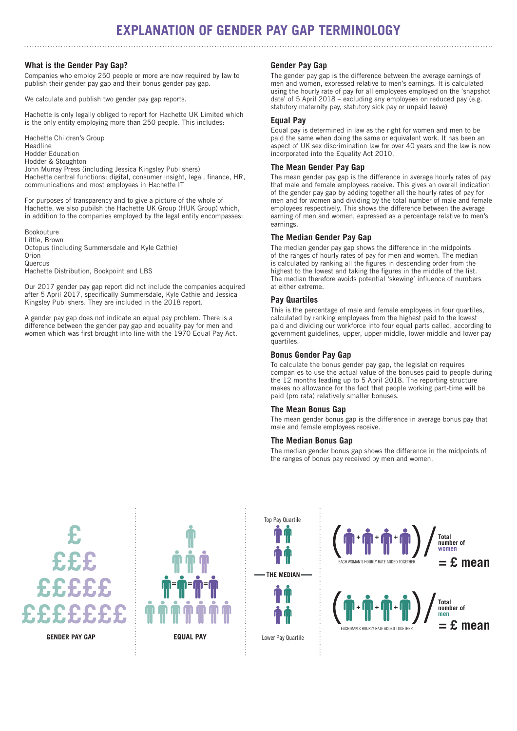# EXPLANATION OF GENDER PAY GAP TERMINOLOGY

### What is the Gender Pay Gap?

Companies who employ 250 people or more are now required by law to publish their gender pay gap and their bonus gender pay gap.

We calculate and publish two gender pay gap reports.

Hachette is only legally obliged to report for Hachette UK Limited which is the only entity employing more than 250 people. This includes:

Hachette Children's Group
Headline
Hodder Education
Hodder & Stoughton
John Murray Press (including Jessica Kingsley Publishers)
Hachette central functions: digital, consumer insight, legal, finance, HR, communications and most employees in Hachette IT

For purposes of transparency and to give a picture of the whole of Hachette, we also pubilsh the Hachette UK Group (HUK Group) which, in addition to the companies employed by the legal entity encompasses:

Bookouture
Little, Brown
Octopus (including Summersdale and Kyle Cathie)
Orion
Quercus
Hachette Distribution, Bookpoint and LBS

Our 2017 gender pay gap report did not include the companies acquired after 5 April 2017, specifically Summersdale, Kyle Cathie and Jessica Kingsley Publishers. They are included in the 2018 report.

A gender pay gap does not indicate an equal pay problem. There is a difference between the gender pay gap and equality pay for men and women which was first brought into line with the 1970 Equal Pay Act.

### Gender Pay Gap

The gender pay gap is the difference between the average earnings of men and women, expressed relative to men's earnings. It is calculated using the hourly rate of pay for all employees employed on the 'snapshot date' of 5 April 2018 – excluding any employees on reduced pay (e.g. statutory maternity pay, statutory sick pay or unpaid leave)

### Equal Pay

Equal pay is determined in law as the right for women and men to be paid the same when doing the same or equivalent work. It has been an aspect of UK sex discrimination law for over 40 years and the law is now incorporated into the Equality Act 2010.

### The Mean Gender Pay Gap

The mean gender pay gap is the difference in average hourly rates of pay that male and female employees receive. This gives an overall indication of the gender pay gap by adding together all the hourly rates of pay for men and for women and dividing by the total number of male and female employees respectively. This shows the difference between the average earning of men and women, expressed as a percentage relative to men's earnings.

### The Median Gender Pay Gap

The median gender pay gap shows the difference in the midpoints of the ranges of hourly rates of pay for men and women. The median is calculated by ranking all the figures in descending order from the highest to the lowest and taking the figures in the middle of the list. The median therefore avoids potential 'skewing' influence of numbers at either extreme.

### Pay Quartiles

This is the percentage of male and female employees in four quartiles, calculated by ranking employees from the highest paid to the lowest paid and dividing our workforce into four equal parts called, according to government guidelines, upper, upper-middle, lower-middle and lower pay quartiles.

### Bonus Gender Pay Gap

To calculate the bonus gender pay gap, the legislation requires companies to use the actual value of the bonuses paid to people during the 12 months leading up to 5 April 2018. The reporting structure makes no allowance for the fact that people working part-time will be paid (pro rata) relatively smaller bonuses.

### The Mean Bonus Gap

The mean gender bonus gap is the difference in average bonus pay that male and female employees receive.

### The Median Bonus Gap

The median gender bonus gap shows the difference in the midpoints of the ranges of bonus pay received by men and women.

£
£££
£££££
£££££££

GENDER PAY GAP

EQUAL PAY

Top Pay Quartile

THE MEDIAN

Lower Pay Quartile

EACH WOMAN'S HOURLY RATE ADDED TOGETHER / Total number of women = £ mean

EACH MAN'S HOURLY RATE ADDED TOGETHER / Total number of men = £ mean